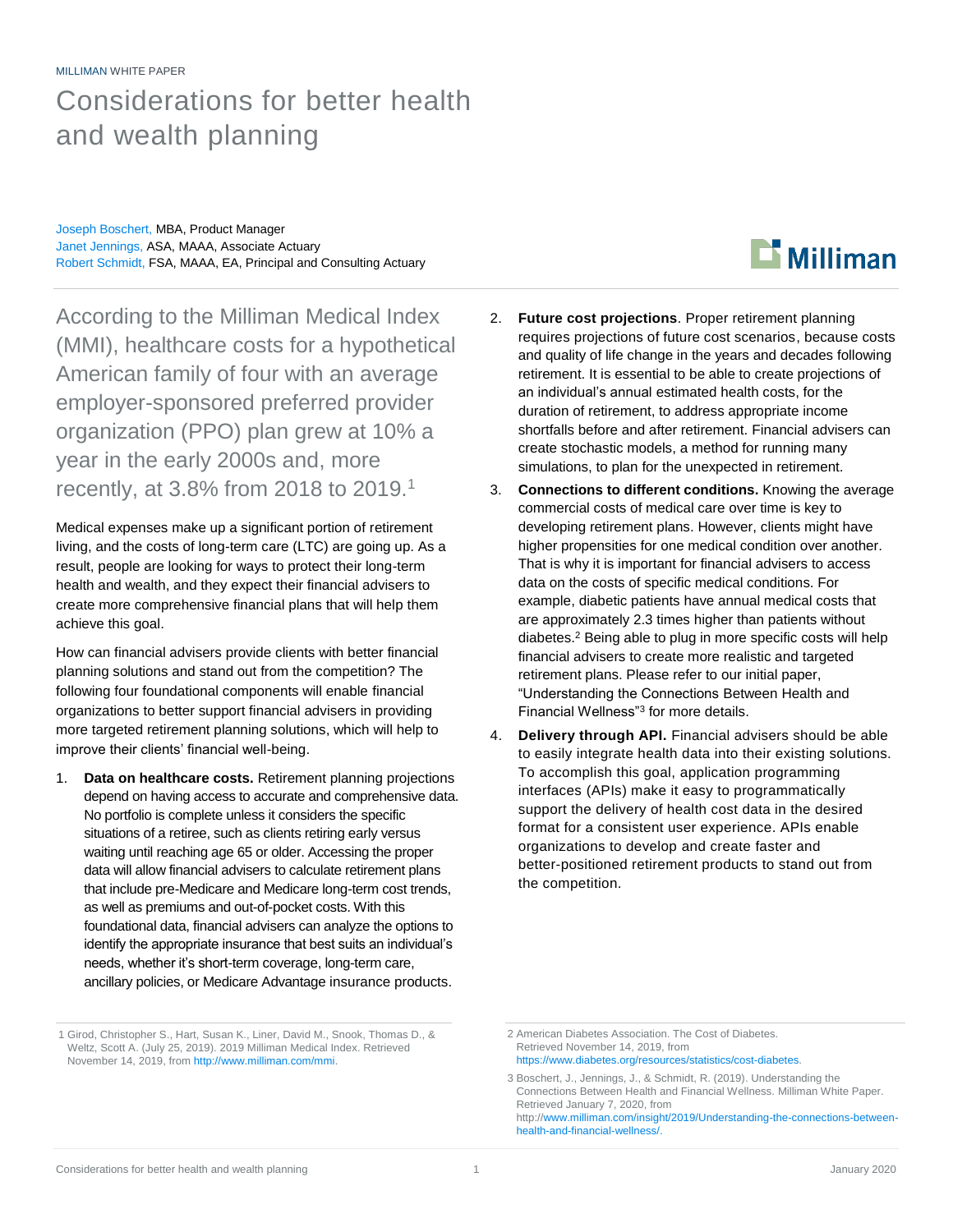MILLIMAN WHITE PAPER

# Considerations for better health and wealth planning

Joseph Boschert, MBA, Product Manager
Janet Jennings, ASA, MAAA, Associate Actuary
Robert Schmidt, FSA, MAAA, EA, Principal and Consulting Actuary

According to the Milliman Medical Index (MMI), healthcare costs for a hypothetical American family of four with an average employer-sponsored preferred provider organization (PPO) plan grew at 10% a year in the early 2000s and, more recently, at 3.8% from 2018 to 2019.[1]

Medical expenses make up a significant portion of retirement living, and the costs of long-term care (LTC) are going up. As a result, people are looking for ways to protect their long-term health and wealth, and they expect their financial advisers to create more comprehensive financial plans that will help them achieve this goal.

How can financial advisers provide clients with better financial planning solutions and stand out from the competition? The following four foundational components will enable financial organizations to better support financial advisers in providing more targeted retirement planning solutions, which will help to improve their clients' financial well-being.

1. **Data on healthcare costs.** Retirement planning projections depend on having access to accurate and comprehensive data. No portfolio is complete unless it considers the specific situations of a retiree, such as clients retiring early versus waiting until reaching age 65 or older. Accessing the proper data will allow financial advisers to calculate retirement plans that include pre-Medicare and Medicare long-term cost trends, as well as premiums and out-of-pocket costs. With this foundational data, financial advisers can analyze the options to identify the appropriate insurance that best suits an individual's needs, whether it's short-term coverage, long-term care, ancillary policies, or Medicare Advantage insurance products.
2. **Future cost projections**. Proper retirement planning requires projections of future cost scenarios, because costs and quality of life change in the years and decades following retirement. It is essential to be able to create projections of an individual's annual estimated health costs, for the duration of retirement, to address appropriate income shortfalls before and after retirement. Financial advisers can create stochastic models, a method for running many simulations, to plan for the unexpected in retirement.
3. **Connections to different conditions.** Knowing the average commercial costs of medical care over time is key to developing retirement plans. However, clients might have higher propensities for one medical condition over another. That is why it is important for financial advisers to access data on the costs of specific medical conditions. For example, diabetic patients have annual medical costs that are approximately 2.3 times higher than patients without diabetes.[2] Being able to plug in more specific costs will help financial advisers to create more realistic and targeted retirement plans. Please refer to our initial paper, "Understanding the Connections Between Health and Financial Wellness"[3] for more details.
4. **Delivery through API.** Financial advisers should be able to easily integrate health data into their existing solutions. To accomplish this goal, application programming interfaces (APIs) make it easy to programmatically support the delivery of health cost data in the desired format for a consistent user experience. APIs enable organizations to develop and create faster and better-positioned retirement products to stand out from the competition.

---

1 Girod, Christopher S., Hart, Susan K., Liner, David M., Snook, Thomas D., & Weltz, Scott A. (July 25, 2019). 2019 Milliman Medical Index. Retrieved November 14, 2019, from http://www.milliman.com/mmi.

2 American Diabetes Association. The Cost of Diabetes. Retrieved November 14, 2019, from https://www.diabetes.org/resources/statistics/cost-diabetes.

3 Boschert, J., Jennings, J., & Schmidt, R. (2019). Understanding the Connections Between Health and Financial Wellness. Milliman White Paper. Retrieved January 7, 2020, from http://www.milliman.com/insight/2019/Understanding-the-connections-between-health-and-financial-wellness/.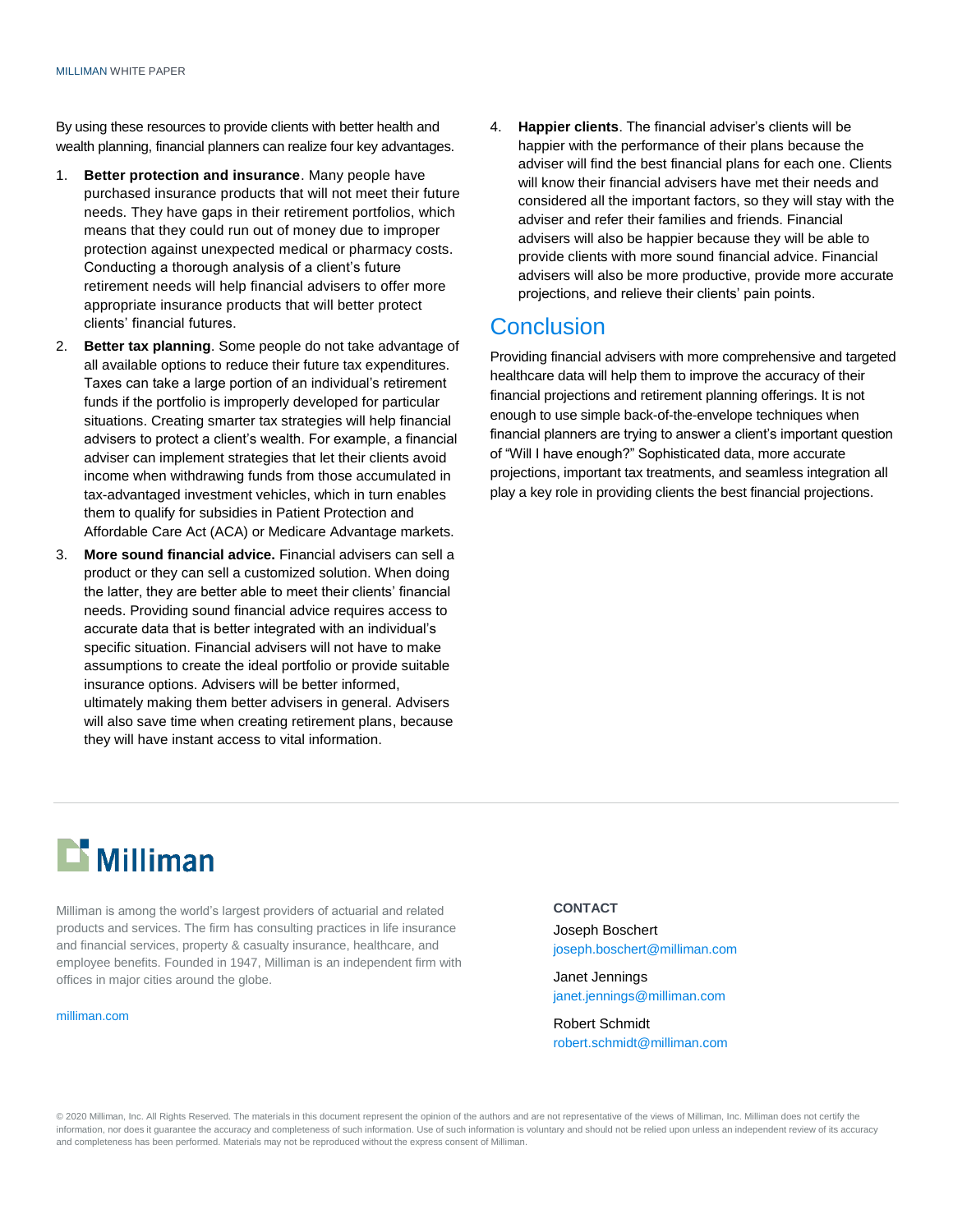By using these resources to provide clients with better health and wealth planning, financial planners can realize four key advantages.

1. **Better protection and insurance**. Many people have purchased insurance products that will not meet their future needs. They have gaps in their retirement portfolios, which means that they could run out of money due to improper protection against unexpected medical or pharmacy costs. Conducting a thorough analysis of a client's future retirement needs will help financial advisers to offer more appropriate insurance products that will better protect clients' financial futures.
2. **Better tax planning**. Some people do not take advantage of all available options to reduce their future tax expenditures. Taxes can take a large portion of an individual's retirement funds if the portfolio is improperly developed for particular situations. Creating smarter tax strategies will help financial advisers to protect a client's wealth. For example, a financial adviser can implement strategies that let their clients avoid income when withdrawing funds from those accumulated in tax-advantaged investment vehicles, which in turn enables them to qualify for subsidies in Patient Protection and Affordable Care Act (ACA) or Medicare Advantage markets.
3. **More sound financial advice.** Financial advisers can sell a product or they can sell a customized solution. When doing the latter, they are better able to meet their clients' financial needs. Providing sound financial advice requires access to accurate data that is better integrated with an individual's specific situation. Financial advisers will not have to make assumptions to create the ideal portfolio or provide suitable insurance options. Advisers will be better informed, ultimately making them better advisers in general. Advisers will also save time when creating retirement plans, because they will have instant access to vital information.
4. **Happier clients**. The financial adviser's clients will be happier with the performance of their plans because the adviser will find the best financial plans for each one. Clients will know their financial advisers have met their needs and considered all the important factors, so they will stay with the adviser and refer their families and friends. Financial advisers will also be happier because they will be able to provide clients with more sound financial advice. Financial advisers will also be more productive, provide more accurate projections, and relieve their clients' pain points.

## Conclusion

Providing financial advisers with more comprehensive and targeted healthcare data will help them to improve the accuracy of their financial projections and retirement planning offerings. It is not enough to use simple back-of-the-envelope techniques when financial planners are trying to answer a client's important question of "Will I have enough?" Sophisticated data, more accurate projections, important tax treatments, and seamless integration all play a key role in providing clients the best financial projections.

Milliman

Milliman is among the world's largest providers of actuarial and related products and services. The firm has consulting practices in life insurance and financial services, property & casualty insurance, healthcare, and employee benefits. Founded in 1947, Milliman is an independent firm with offices in major cities around the globe.

milliman.com

**CONTACT**

Joseph Boschert
joseph.boschert@milliman.com

Janet Jennings
janet.jennings@milliman.com

Robert Schmidt
robert.schmidt@milliman.com

© 2020 Milliman, Inc. All Rights Reserved. The materials in this document represent the opinion of the authors and are not representative of the views of Milliman, Inc. Milliman does not certify the information, nor does it guarantee the accuracy and completeness of such information. Use of such information is voluntary and should not be relied upon unless an independent review of its accuracy and completeness has been performed. Materials may not be reproduced without the express consent of Milliman.